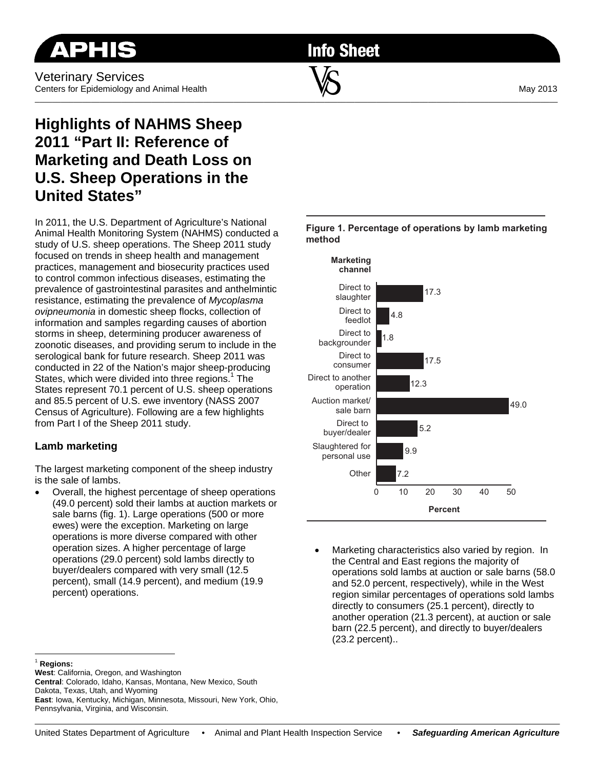APHIS

Info Sheet

Veterinary Services
Centers for Epidemiology and Animal Health

May 2013

# Highlights of NAHMS Sheep 2011 "Part II: Reference of Marketing and Death Loss on U.S. Sheep Operations in the United States"

In 2011, the U.S. Department of Agriculture's National Animal Health Monitoring System (NAHMS) conducted a study of U.S. sheep operations. The Sheep 2011 study focused on trends in sheep health and management practices, management and biosecurity practices used to control common infectious diseases, estimating the prevalence of gastrointestinal parasites and anthelmintic resistance, estimating the prevalence of *Mycoplasma ovipneumonia* in domestic sheep flocks, collection of information and samples regarding causes of abortion storms in sheep, determining producer awareness of zoonotic diseases, and providing serum to include in the serological bank for future research. Sheep 2011 was conducted in 22 of the Nation's major sheep-producing States, which were divided into three regions.[1] The States represent 70.1 percent of U.S. sheep operations and 85.5 percent of U.S. ewe inventory (NASS 2007 Census of Agriculture). Following are a few highlights from Part I of the Sheep 2011 study.

## Lamb marketing

The largest marketing component of the sheep industry is the sale of lambs.

- Overall, the highest percentage of sheep operations (49.0 percent) sold their lambs at auction markets or sale barns (fig. 1). Large operations (500 or more ewes) were the exception. Marketing on large operations is more diverse compared with other operation sizes. A higher percentage of large operations (29.0 percent) sold lambs directly to buyer/dealers compared with very small (12.5 percent), small (14.9 percent), and medium (19.9 percent) operations.

**Figure 1. Percentage of operations by lamb marketing method**

| Marketing channel | Percent |
| --- | --- |
| Direct to slaughter | 17.3 |
| Direct to feedlot | 4.8 |
| Direct to backgrounder | 1.8 |
| Direct to consumer | 17.5 |
| Direct to another operation | 12.3 |
| Auction market/ sale barn | 49.0 |
| Direct to buyer/dealer | 5.2 |
| Slaughtered for personal use | 9.9 |
| Other | 7.2 |

- Marketing characteristics also varied by region. In the Central and East regions the majority of operations sold lambs at auction or sale barns (58.0 and 52.0 percent, respectively), while in the West region similar percentages of operations sold lambs directly to consumers (25.1 percent), directly to another operation (21.3 percent), at auction or sale barn (22.5 percent), and directly to buyer/dealers (23.2 percent)..

[1] **Regions:**
**West**: California, Oregon, and Washington
**Central**: Colorado, Idaho, Kansas, Montana, New Mexico, South Dakota, Texas, Utah, and Wyoming
**East**: Iowa, Kentucky, Michigan, Minnesota, Missouri, New York, Ohio, Pennsylvania, Virginia, and Wisconsin.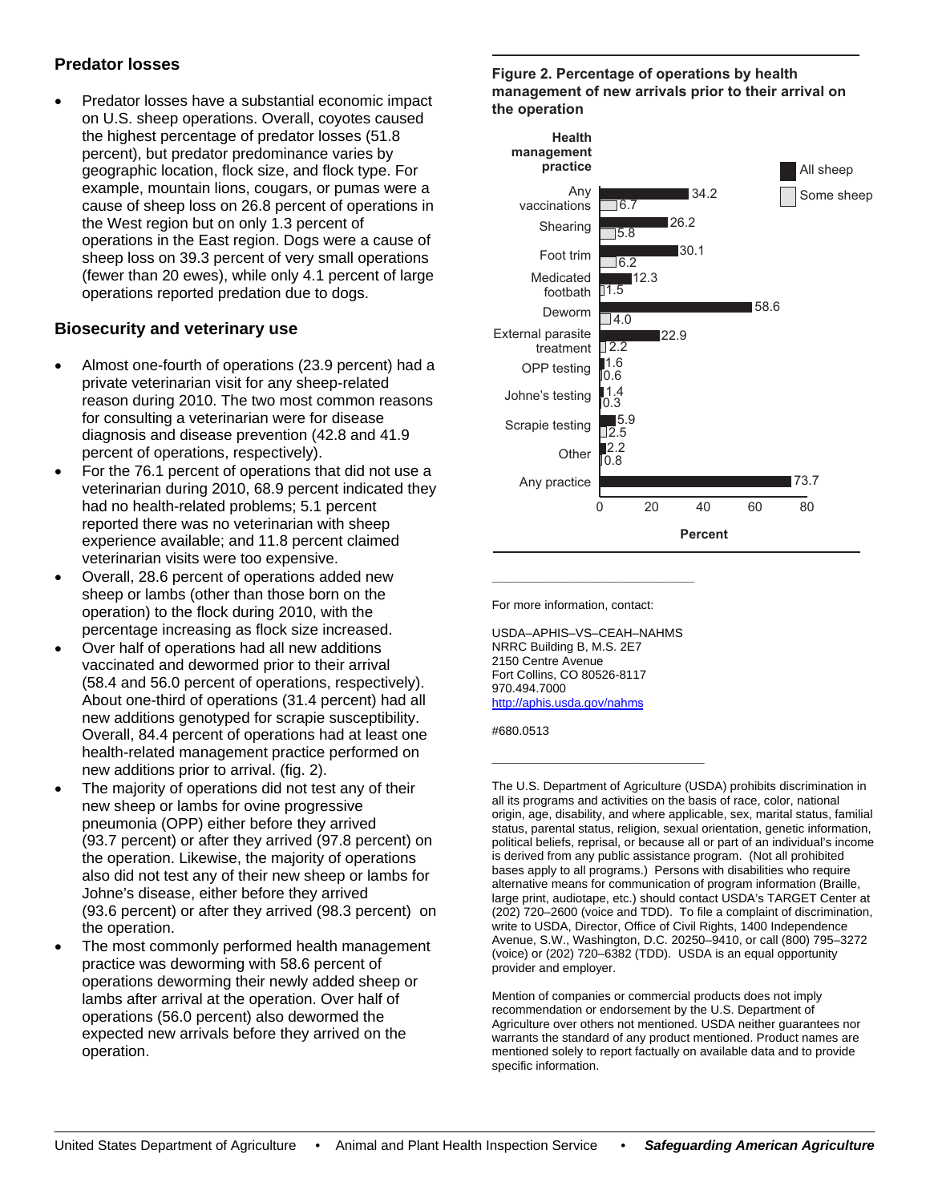## Predator losses

- Predator losses have a substantial economic impact on U.S. sheep operations. Overall, coyotes caused the highest percentage of predator losses (51.8 percent), but predator predominance varies by geographic location, flock size, and flock type. For example, mountain lions, cougars, or pumas were a cause of sheep loss on 26.8 percent of operations in the West region but on only 1.3 percent of operations in the East region. Dogs were a cause of sheep loss on 39.3 percent of very small operations (fewer than 20 ewes), while only 4.1 percent of large operations reported predation due to dogs.

## Biosecurity and veterinary use

- Almost one-fourth of operations (23.9 percent) had a private veterinarian visit for any sheep-related reason during 2010. The two most common reasons for consulting a veterinarian were for disease diagnosis and disease prevention (42.8 and 41.9 percent of operations, respectively).
- For the 76.1 percent of operations that did not use a veterinarian during 2010, 68.9 percent indicated they had no health-related problems; 5.1 percent reported there was no veterinarian with sheep experience available; and 11.8 percent claimed veterinarian visits were too expensive.
- Overall, 28.6 percent of operations added new sheep or lambs (other than those born on the operation) to the flock during 2010, with the percentage increasing as flock size increased.
- Over half of operations had all new additions vaccinated and dewormed prior to their arrival (58.4 and 56.0 percent of operations, respectively). About one-third of operations (31.4 percent) had all new additions genotyped for scrapie susceptibility. Overall, 84.4 percent of operations had at least one health-related management practice performed on new additions prior to arrival. (fig. 2).
- The majority of operations did not test any of their new sheep or lambs for ovine progressive pneumonia (OPP) either before they arrived (93.7 percent) or after they arrived (97.8 percent) on the operation. Likewise, the majority of operations also did not test any of their new sheep or lambs for Johne's disease, either before they arrived (93.6 percent) or after they arrived (98.3 percent) on the operation.
- The most commonly performed health management practice was deworming with 58.6 percent of operations deworming their newly added sheep or lambs after arrival at the operation. Over half of operations (56.0 percent) also dewormed the expected new arrivals before they arrived on the operation.

**Figure 2. Percentage of operations by health management of new arrivals prior to their arrival on the operation**

Health management practice

All sheep
Some sheep

Any vaccinations 34.2 6.7
Shearing 26.2 5.8
Foot trim 30.1 6.2
Medicated footbath 12.3 1.5
Deworm 58.6 4.0
External parasite treatment 22.9 2.2
OPP testing 1.6 0.6
Johne's testing 1.4 0.3
Scrapie testing 5.9 2.5
Other 2.2 0.8
Any practice 73.7

0 20 40 60 80

Percent

For more information, contact:

USDA–APHIS–VS–CEAH–NAHMS
NRRC Building B, M.S. 2E7
2150 Centre Avenue
Fort Collins, CO 80526-8117
970.494.7000
http://aphis.usda.gov/nahms

#680.0513

The U.S. Department of Agriculture (USDA) prohibits discrimination in all its programs and activities on the basis of race, color, national origin, age, disability, and where applicable, sex, marital status, familial status, parental status, religion, sexual orientation, genetic information, political beliefs, reprisal, or because all or part of an individual's income is derived from any public assistance program. (Not all prohibited bases apply to all programs.) Persons with disabilities who require alternative means for communication of program information (Braille, large print, audiotape, etc.) should contact USDA's TARGET Center at (202) 720–2600 (voice and TDD). To file a complaint of discrimination, write to USDA, Director, Office of Civil Rights, 1400 Independence Avenue, S.W., Washington, D.C. 20250–9410, or call (800) 795–3272 (voice) or (202) 720–6382 (TDD). USDA is an equal opportunity provider and employer.

Mention of companies or commercial products does not imply recommendation or endorsement by the U.S. Department of Agriculture over others not mentioned. USDA neither guarantees nor warrants the standard of any product mentioned. Product names are mentioned solely to report factually on available data and to provide specific information.